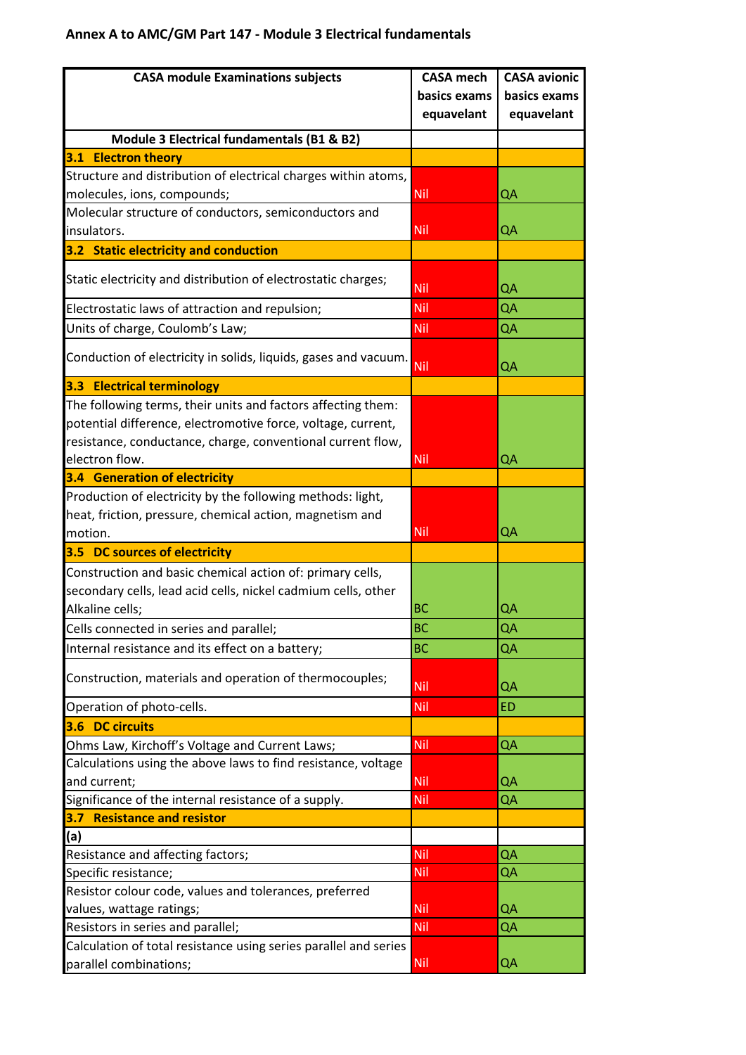## Annex A to AMC/GM Part 147 - Module 3 Electrical fundamentals

| CASA module Examinations subjects | CASA mech basics exams equavelant | CASA avionic basics exams equavelant |
|---|---|---|
| **Module 3 Electrical fundamentals (B1 & B2)** | | |
| **3.1 Electron theory** | | |
| Structure and distribution of electrical charges within atoms, molecules, ions, compounds; | Nil | QA |
| Molecular structure of conductors, semiconductors and insulators. | Nil | QA |
| **3.2 Static electricity and conduction** | | |
| Static electricity and distribution of electrostatic charges; | Nil | QA |
| Electrostatic laws of attraction and repulsion; | Nil | QA |
| Units of charge, Coulomb's Law; | Nil | QA |
| Conduction of electricity in solids, liquids, gases and vacuum. | Nil | QA |
| **3.3 Electrical terminology** | | |
| The following terms, their units and factors affecting them: potential difference, electromotive force, voltage, current, resistance, conductance, charge, conventional current flow, electron flow. | Nil | QA |
| **3.4 Generation of electricity** | | |
| Production of electricity by the following methods: light, heat, friction, pressure, chemical action, magnetism and motion. | Nil | QA |
| **3.5 DC sources of electricity** | | |
| Construction and basic chemical action of: primary cells, secondary cells, lead acid cells, nickel cadmium cells, other Alkaline cells; | BC | QA |
| Cells connected in series and parallel; | BC | QA |
| Internal resistance and its effect on a battery; | BC | QA |
| Construction, materials and operation of thermocouples; | Nil | QA |
| Operation of photo-cells. | Nil | ED |
| **3.6 DC circuits** | | |
| Ohms Law, Kirchoff's Voltage and Current Laws; | Nil | QA |
| Calculations using the above laws to find resistance, voltage and current; | Nil | QA |
| Significance of the internal resistance of a supply. | Nil | QA |
| **3.7 Resistance and resistor** | | |
| **(a)** | | |
| Resistance and affecting factors; | Nil | QA |
| Specific resistance; | Nil | QA |
| Resistor colour code, values and tolerances, preferred values, wattage ratings; | Nil | QA |
| Resistors in series and parallel; | Nil | QA |
| Calculation of total resistance using series parallel and series parallel combinations; | Nil | QA |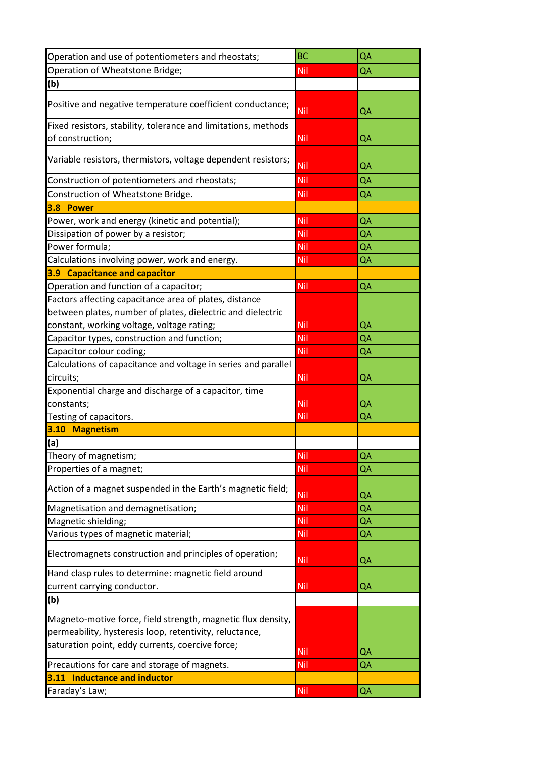| | | |
|---|---|---|
| Operation and use of potentiometers and rheostats; | BC | QA |
| Operation of Wheatstone Bridge; | Nil | QA |
| **(b)** | | |
| Positive and negative temperature coefficient conductance; | Nil | QA |
| Fixed resistors, stability, tolerance and limitations, methods of construction; | Nil | QA |
| Variable resistors, thermistors, voltage dependent resistors; | Nil | QA |
| Construction of potentiometers and rheostats; | Nil | QA |
| Construction of Wheatstone Bridge. | Nil | QA |
| **3.8 Power** | | |
| Power, work and energy (kinetic and potential); | Nil | QA |
| Dissipation of power by a resistor; | Nil | QA |
| Power formula; | Nil | QA |
| Calculations involving power, work and energy. | Nil | QA |
| **3.9 Capacitance and capacitor** | | |
| Operation and function of a capacitor; | Nil | QA |
| Factors affecting capacitance area of plates, distance between plates, number of plates, dielectric and dielectric constant, working voltage, voltage rating; | Nil | QA |
| Capacitor types, construction and function; | Nil | QA |
| Capacitor colour coding; | Nil | QA |
| Calculations of capacitance and voltage in series and parallel circuits; | Nil | QA |
| Exponential charge and discharge of a capacitor, time constants; | Nil | QA |
| Testing of capacitors. | Nil | QA |
| **3.10 Magnetism** | | |
| **(a)** | | |
| Theory of magnetism; | Nil | QA |
| Properties of a magnet; | Nil | QA |
| Action of a magnet suspended in the Earth's magnetic field; | Nil | QA |
| Magnetisation and demagnetisation; | Nil | QA |
| Magnetic shielding; | Nil | QA |
| Various types of magnetic material; | Nil | QA |
| Electromagnets construction and principles of operation; | Nil | QA |
| Hand clasp rules to determine: magnetic field around current carrying conductor. | Nil | QA |
| **(b)** | | |
| Magneto-motive force, field strength, magnetic flux density, permeability, hysteresis loop, retentivity, reluctance, saturation point, eddy currents, coercive force; | Nil | QA |
| Precautions for care and storage of magnets. | Nil | QA |
| **3.11 Inductance and inductor** | | |
| Faraday's Law; | Nil | QA |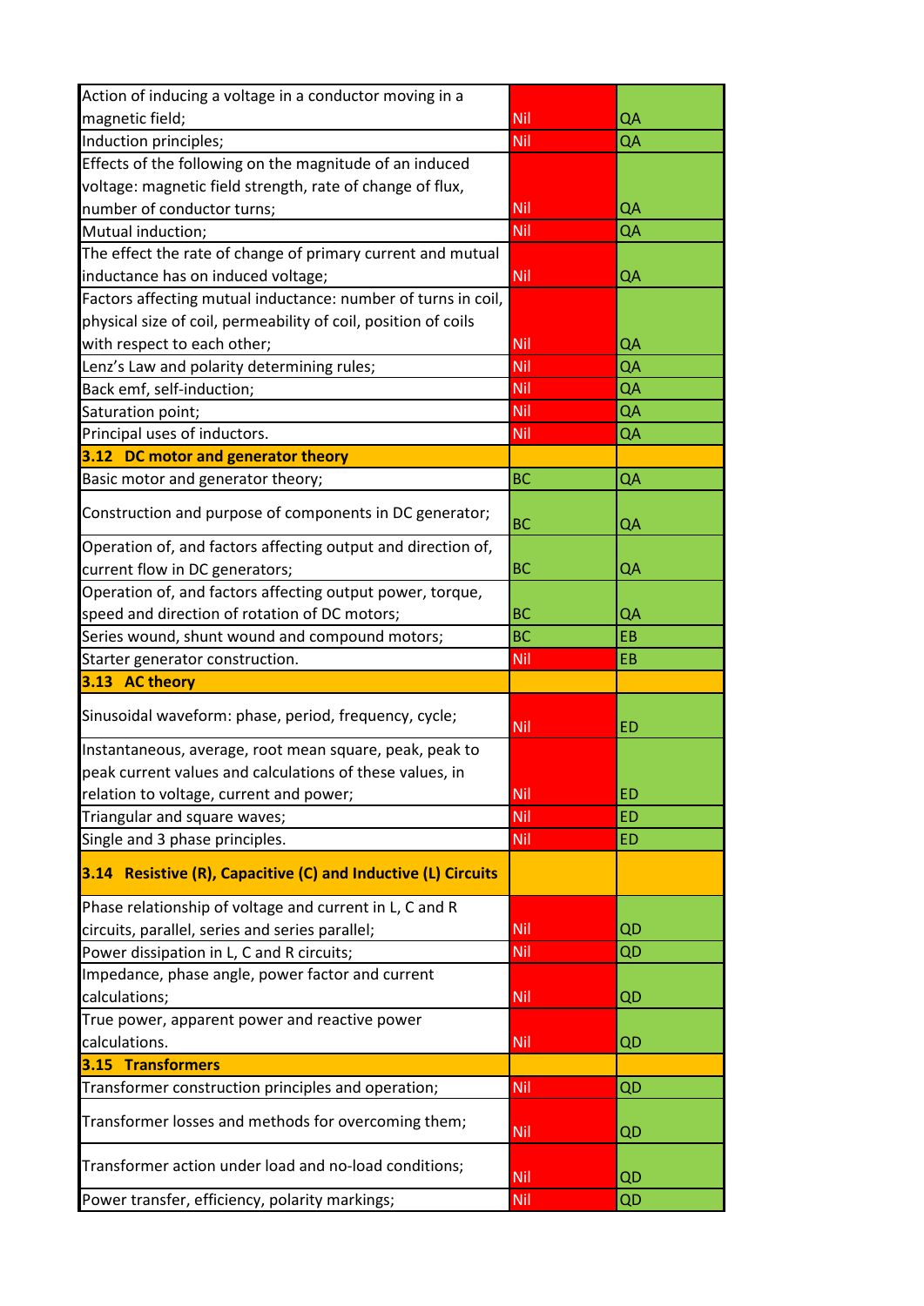| | | |
|---|---|---|
| Action of inducing a voltage in a conductor moving in a magnetic field; | Nil | QA |
| Induction principles; | Nil | QA |
| Effects of the following on the magnitude of an induced voltage: magnetic field strength, rate of change of flux, number of conductor turns; | Nil | QA |
| Mutual induction; | Nil | QA |
| The effect the rate of change of primary current and mutual inductance has on induced voltage; | Nil | QA |
| Factors affecting mutual inductance: number of turns in coil, physical size of coil, permeability of coil, position of coils with respect to each other; | Nil | QA |
| Lenz's Law and polarity determining rules; | Nil | QA |
| Back emf, self-induction; | Nil | QA |
| Saturation point; | Nil | QA |
| Principal uses of inductors. | Nil | QA |
| **3.12 DC motor and generator theory** | | |
| Basic motor and generator theory; | BC | QA |
| Construction and purpose of components in DC generator; | BC | QA |
| Operation of, and factors affecting output and direction of, current flow in DC generators; | BC | QA |
| Operation of, and factors affecting output power, torque, speed and direction of rotation of DC motors; | BC | QA |
| Series wound, shunt wound and compound motors; | BC | EB |
| Starter generator construction. | Nil | EB |
| **3.13 AC theory** | | |
| Sinusoidal waveform: phase, period, frequency, cycle; | Nil | ED |
| Instantaneous, average, root mean square, peak, peak to peak current values and calculations of these values, in relation to voltage, current and power; | Nil | ED |
| Triangular and square waves; | Nil | ED |
| Single and 3 phase principles. | Nil | ED |
| **3.14 Resistive (R), Capacitive (C) and Inductive (L) Circuits** | | |
| Phase relationship of voltage and current in L, C and R circuits, parallel, series and series parallel; | Nil | QD |
| Power dissipation in L, C and R circuits; | Nil | QD |
| Impedance, phase angle, power factor and current calculations; | Nil | QD |
| True power, apparent power and reactive power calculations. | Nil | QD |
| **3.15 Transformers** | | |
| Transformer construction principles and operation; | Nil | QD |
| Transformer losses and methods for overcoming them; | Nil | QD |
| Transformer action under load and no-load conditions; | Nil | QD |
| Power transfer, efficiency, polarity markings; | Nil | QD |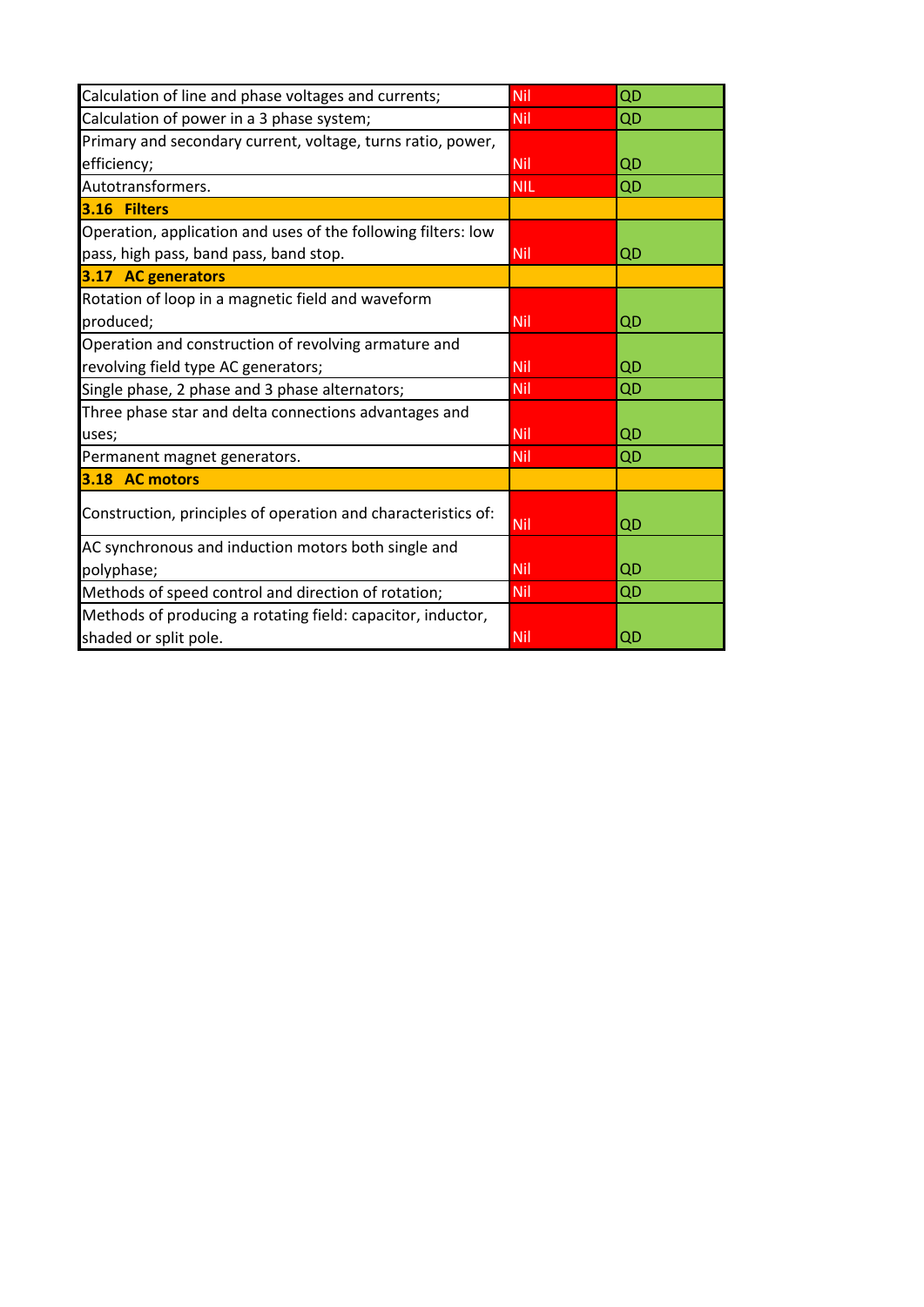| | | |
|---|---|---|
| Calculation of line and phase voltages and currents; | Nil | QD |
| Calculation of power in a 3 phase system; | Nil | QD |
| Primary and secondary current, voltage, turns ratio, power, efficiency; | Nil | QD |
| Autotransformers. | NIL | QD |
| **3.16 Filters** | | |
| Operation, application and uses of the following filters: low pass, high pass, band pass, band stop. | Nil | QD |
| **3.17 AC generators** | | |
| Rotation of loop in a magnetic field and waveform produced; | Nil | QD |
| Operation and construction of revolving armature and revolving field type AC generators; | Nil | QD |
| Single phase, 2 phase and 3 phase alternators; | Nil | QD |
| Three phase star and delta connections advantages and uses; | Nil | QD |
| Permanent magnet generators. | Nil | QD |
| **3.18 AC motors** | | |
| Construction, principles of operation and characteristics of: | Nil | QD |
| AC synchronous and induction motors both single and polyphase; | Nil | QD |
| Methods of speed control and direction of rotation; | Nil | QD |
| Methods of producing a rotating field: capacitor, inductor, shaded or split pole. | Nil | QD |